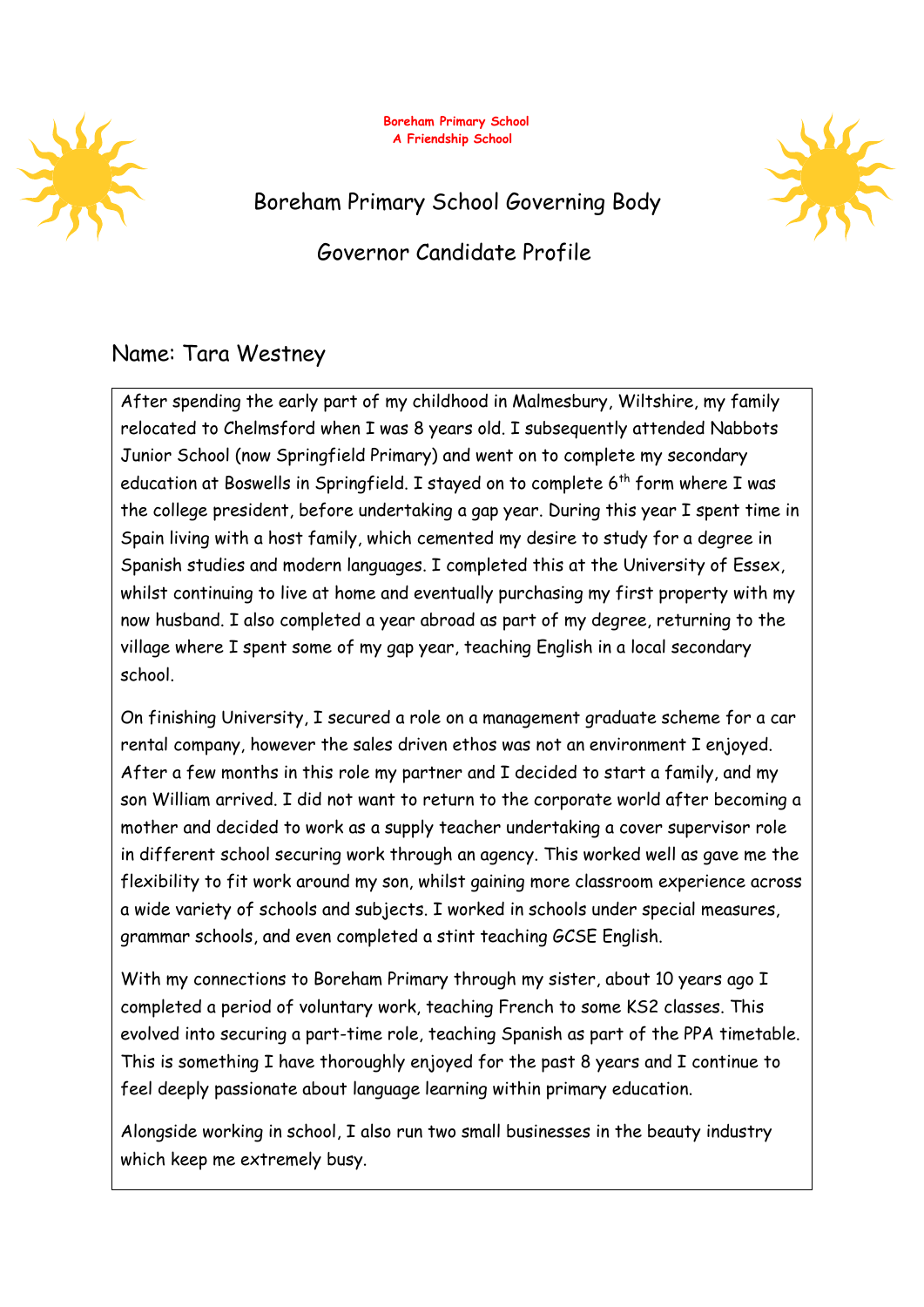**Boreham Primary School**
**A Friendship School**

# Boreham Primary School Governing Body

## Governor Candidate Profile

Name: Tara Westney

After spending the early part of my childhood in Malmesbury, Wiltshire, my family relocated to Chelmsford when I was 8 years old. I subsequently attended Nabbots Junior School (now Springfield Primary) and went on to complete my secondary education at Boswells in Springfield. I stayed on to complete 6th form where I was the college president, before undertaking a gap year. During this year I spent time in Spain living with a host family, which cemented my desire to study for a degree in Spanish studies and modern languages. I completed this at the University of Essex, whilst continuing to live at home and eventually purchasing my first property with my now husband. I also completed a year abroad as part of my degree, returning to the village where I spent some of my gap year, teaching English in a local secondary school.

On finishing University, I secured a role on a management graduate scheme for a car rental company, however the sales driven ethos was not an environment I enjoyed. After a few months in this role my partner and I decided to start a family, and my son William arrived. I did not want to return to the corporate world after becoming a mother and decided to work as a supply teacher undertaking a cover supervisor role in different school securing work through an agency. This worked well as gave me the flexibility to fit work around my son, whilst gaining more classroom experience across a wide variety of schools and subjects. I worked in schools under special measures, grammar schools, and even completed a stint teaching GCSE English.

With my connections to Boreham Primary through my sister, about 10 years ago I completed a period of voluntary work, teaching French to some KS2 classes. This evolved into securing a part-time role, teaching Spanish as part of the PPA timetable. This is something I have thoroughly enjoyed for the past 8 years and I continue to feel deeply passionate about language learning within primary education.

Alongside working in school, I also run two small businesses in the beauty industry which keep me extremely busy.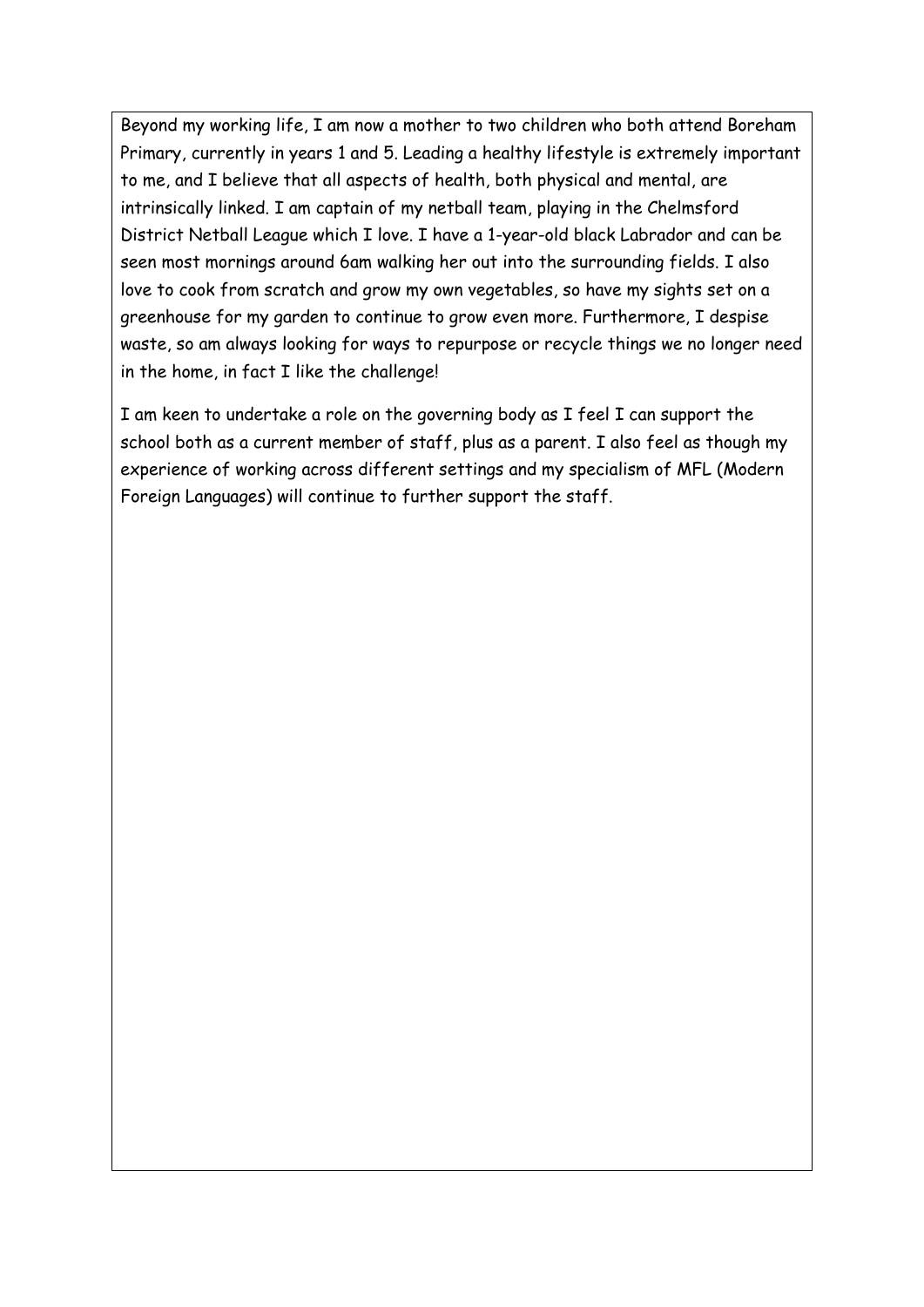Beyond my working life, I am now a mother to two children who both attend Boreham Primary, currently in years 1 and 5. Leading a healthy lifestyle is extremely important to me, and I believe that all aspects of health, both physical and mental, are intrinsically linked. I am captain of my netball team, playing in the Chelmsford District Netball League which I love. I have a 1-year-old black Labrador and can be seen most mornings around 6am walking her out into the surrounding fields. I also love to cook from scratch and grow my own vegetables, so have my sights set on a greenhouse for my garden to continue to grow even more. Furthermore, I despise waste, so am always looking for ways to repurpose or recycle things we no longer need in the home, in fact I like the challenge!

I am keen to undertake a role on the governing body as I feel I can support the school both as a current member of staff, plus as a parent. I also feel as though my experience of working across different settings and my specialism of MFL (Modern Foreign Languages) will continue to further support the staff.